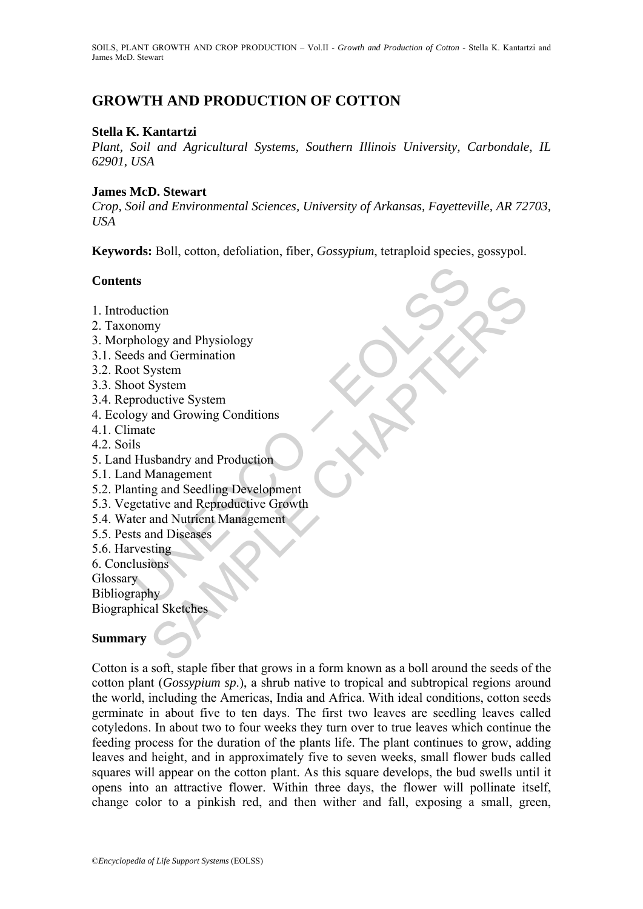# GROWTH AND PRODUCTION OF COTTON

**Stella K. Kantartzi**

*Plant, Soil and Agricultural Systems, Southern Illinois University, Carbondale, IL 62901, USA*

**James McD. Stewart**

*Crop, Soil and Environmental Sciences, University of Arkansas, Fayetteville, AR 72703, USA*

**Keywords:** Boll, cotton, defoliation, fiber, *Gossypium*, tetraploid species, gossypol.

## Contents

1. Introduction
2. Taxonomy
3. Morphology and Physiology
3.1. Seeds and Germination
3.2. Root System
3.3. Shoot System
3.4. Reproductive System
4. Ecology and Growing Conditions
4.1. Climate
4.2. Soils
5. Land Husbandry and Production
5.1. Land Management
5.2. Planting and Seedling Development
5.3. Vegetative and Reproductive Growth
5.4. Water and Nutrient Management
5.5. Pests and Diseases
5.6. Harvesting
6. Conclusions

Glossary

Bibliography

Biographical Sketches

## Summary

Cotton is a soft, staple fiber that grows in a form known as a boll around the seeds of the cotton plant (*Gossypium sp.*), a shrub native to tropical and subtropical regions around the world, including the Americas, India and Africa. With ideal conditions, cotton seeds germinate in about five to ten days. The first two leaves are seedling leaves called cotyledons. In about two to four weeks they turn over to true leaves which continue the feeding process for the duration of the plants life. The plant continues to grow, adding leaves and height, and in approximately five to seven weeks, small flower buds called squares will appear on the cotton plant. As this square develops, the bud swells until it opens into an attractive flower. Within three days, the flower will pollinate itself, change color to a pinkish red, and then wither and fall, exposing a small, green,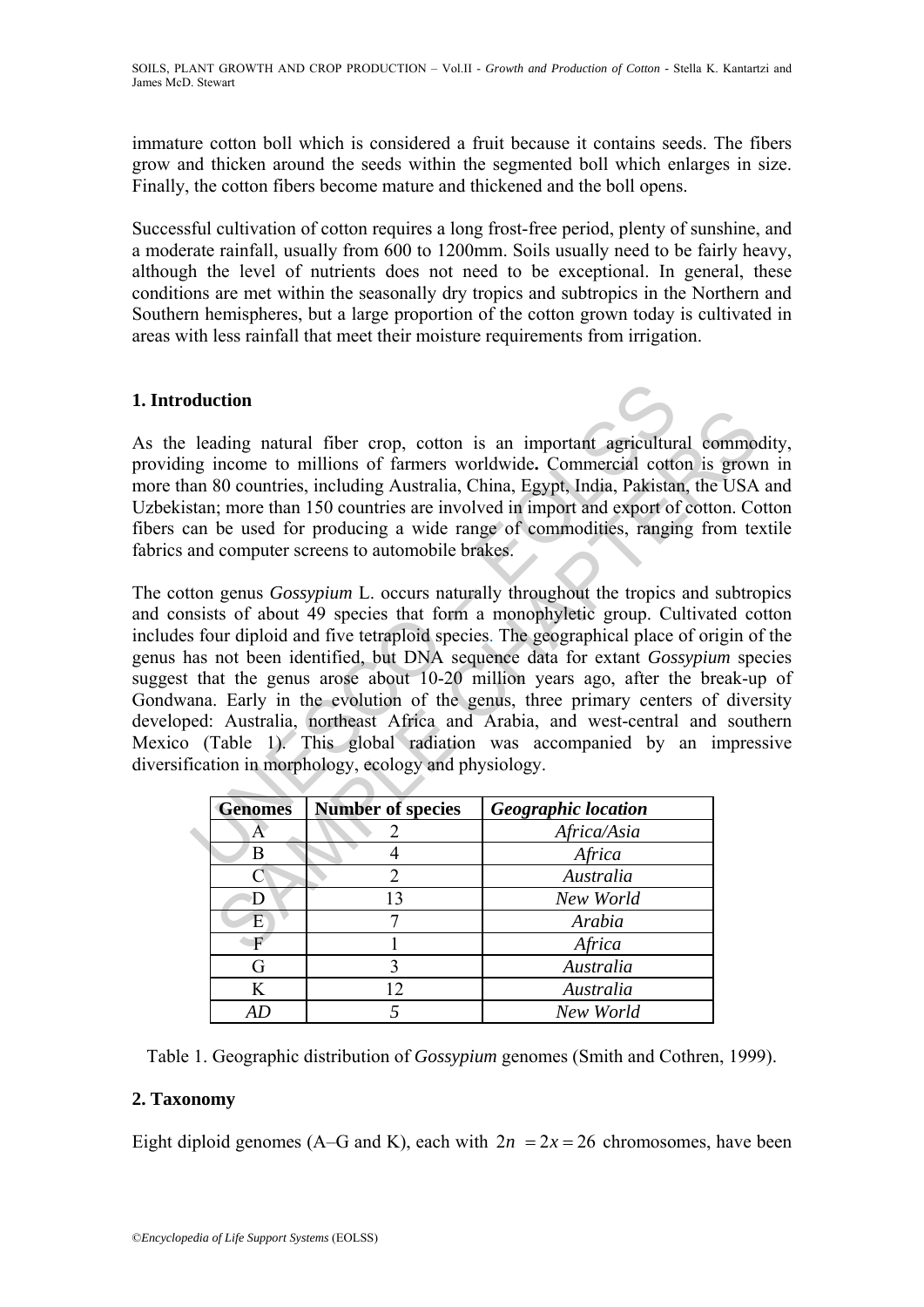immature cotton boll which is considered a fruit because it contains seeds. The fibers grow and thicken around the seeds within the segmented boll which enlarges in size. Finally, the cotton fibers become mature and thickened and the boll opens.

Successful cultivation of cotton requires a long frost-free period, plenty of sunshine, and a moderate rainfall, usually from 600 to 1200mm. Soils usually need to be fairly heavy, although the level of nutrients does not need to be exceptional. In general, these conditions are met within the seasonally dry tropics and subtropics in the Northern and Southern hemispheres, but a large proportion of the cotton grown today is cultivated in areas with less rainfall that meet their moisture requirements from irrigation.

## 1. Introduction

As the leading natural fiber crop, cotton is an important agricultural commodity, providing income to millions of farmers worldwide**.** Commercial cotton is grown in more than 80 countries, including Australia, China, Egypt, India, Pakistan, the USA and Uzbekistan; more than 150 countries are involved in import and export of cotton. Cotton fibers can be used for producing a wide range of commodities, ranging from textile fabrics and computer screens to automobile brakes.

The cotton genus *Gossypium* L. occurs naturally throughout the tropics and subtropics and consists of about 49 species that form a monophyletic group. Cultivated cotton includes four diploid and five tetraploid species. The geographical place of origin of the genus has not been identified, but DNA sequence data for extant *Gossypium* species suggest that the genus arose about 10-20 million years ago, after the break-up of Gondwana. Early in the evolution of the genus, three primary centers of diversity developed: Australia, northeast Africa and Arabia, and west-central and southern Mexico (Table 1). This global radiation was accompanied by an impressive diversification in morphology, ecology and physiology.

| Genomes | Number of species | *Geographic location* |
|---|---|---|
| A | 2 | *Africa/Asia* |
| B | 4 | *Africa* |
| C | 2 | *Australia* |
| D | 13 | *New World* |
| E | 7 | *Arabia* |
| F | 1 | *Africa* |
| G | 3 | *Australia* |
| K | 12 | *Australia* |
| *AD* | *5* | *New World* |

Table 1. Geographic distribution of *Gossypium* genomes (Smith and Cothren, 1999).

## 2. Taxonomy

Eight diploid genomes (A–G and K), each with $2n = 2x = 26$ chromosomes, have been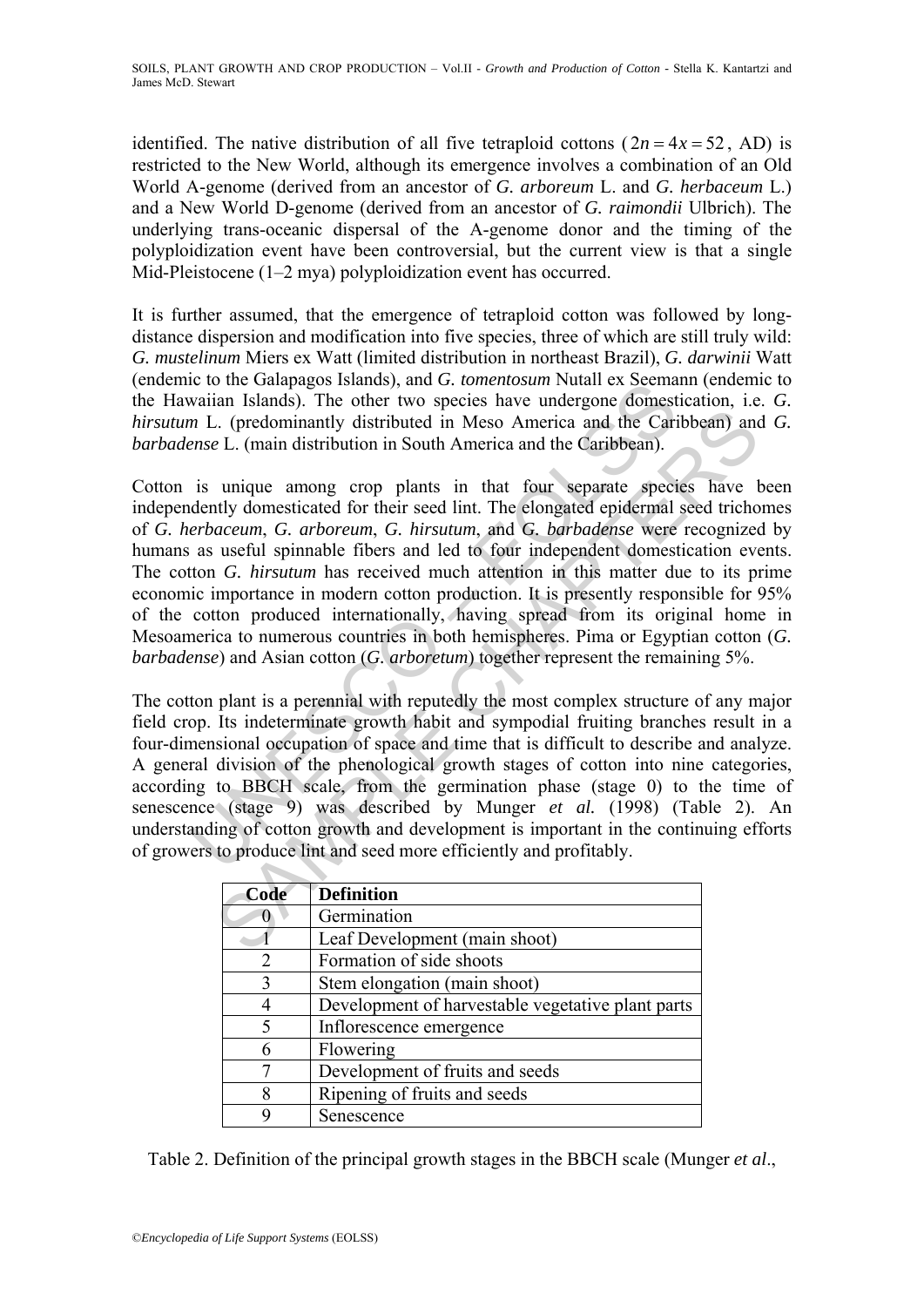identified. The native distribution of all five tetraploid cottons ($2n = 4x = 52$, AD) is restricted to the New World, although its emergence involves a combination of an Old World A-genome (derived from an ancestor of *G. arboreum* L. and *G. herbaceum* L.) and a New World D-genome (derived from an ancestor of *G. raimondii* Ulbrich). The underlying trans-oceanic dispersal of the A-genome donor and the timing of the polyploidization event have been controversial, but the current view is that a single Mid-Pleistocene (1–2 mya) polyploidization event has occurred.

It is further assumed, that the emergence of tetraploid cotton was followed by long-distance dispersion and modification into five species, three of which are still truly wild: *G. mustelinum* Miers ex Watt (limited distribution in northeast Brazil), *G. darwinii* Watt (endemic to the Galapagos Islands), and *G. tomentosum* Nutall ex Seemann (endemic to the Hawaiian Islands). The other two species have undergone domestication, i.e. *G. hirsutum* L. (predominantly distributed in Meso America and the Caribbean) and *G. barbadense* L. (main distribution in South America and the Caribbean).

Cotton is unique among crop plants in that four separate species have been independently domesticated for their seed lint. The elongated epidermal seed trichomes of *G. herbaceum*, *G. arboreum*, *G. hirsutum*, and *G. barbadense* were recognized by humans as useful spinnable fibers and led to four independent domestication events. The cotton *G. hirsutum* has received much attention in this matter due to its prime economic importance in modern cotton production. It is presently responsible for 95% of the cotton produced internationally, having spread from its original home in Mesoamerica to numerous countries in both hemispheres. Pima or Egyptian cotton (*G. barbadense*) and Asian cotton (*G. arboretum*) together represent the remaining 5%.

The cotton plant is a perennial with reputedly the most complex structure of any major field crop. Its indeterminate growth habit and sympodial fruiting branches result in a four-dimensional occupation of space and time that is difficult to describe and analyze. A general division of the phenological growth stages of cotton into nine categories, according to BBCH scale, from the germination phase (stage 0) to the time of senescence (stage 9) was described by Munger *et al.* (1998) (Table 2). An understanding of cotton growth and development is important in the continuing efforts of growers to produce lint and seed more efficiently and profitably.

| Code | Definition |
|---|---|
| 0 | Germination |
| 1 | Leaf Development (main shoot) |
| 2 | Formation of side shoots |
| 3 | Stem elongation (main shoot) |
| 4 | Development of harvestable vegetative plant parts |
| 5 | Inflorescence emergence |
| 6 | Flowering |
| 7 | Development of fruits and seeds |
| 8 | Ripening of fruits and seeds |
| 9 | Senescence |

Table 2. Definition of the principal growth stages in the BBCH scale (Munger *et al*.,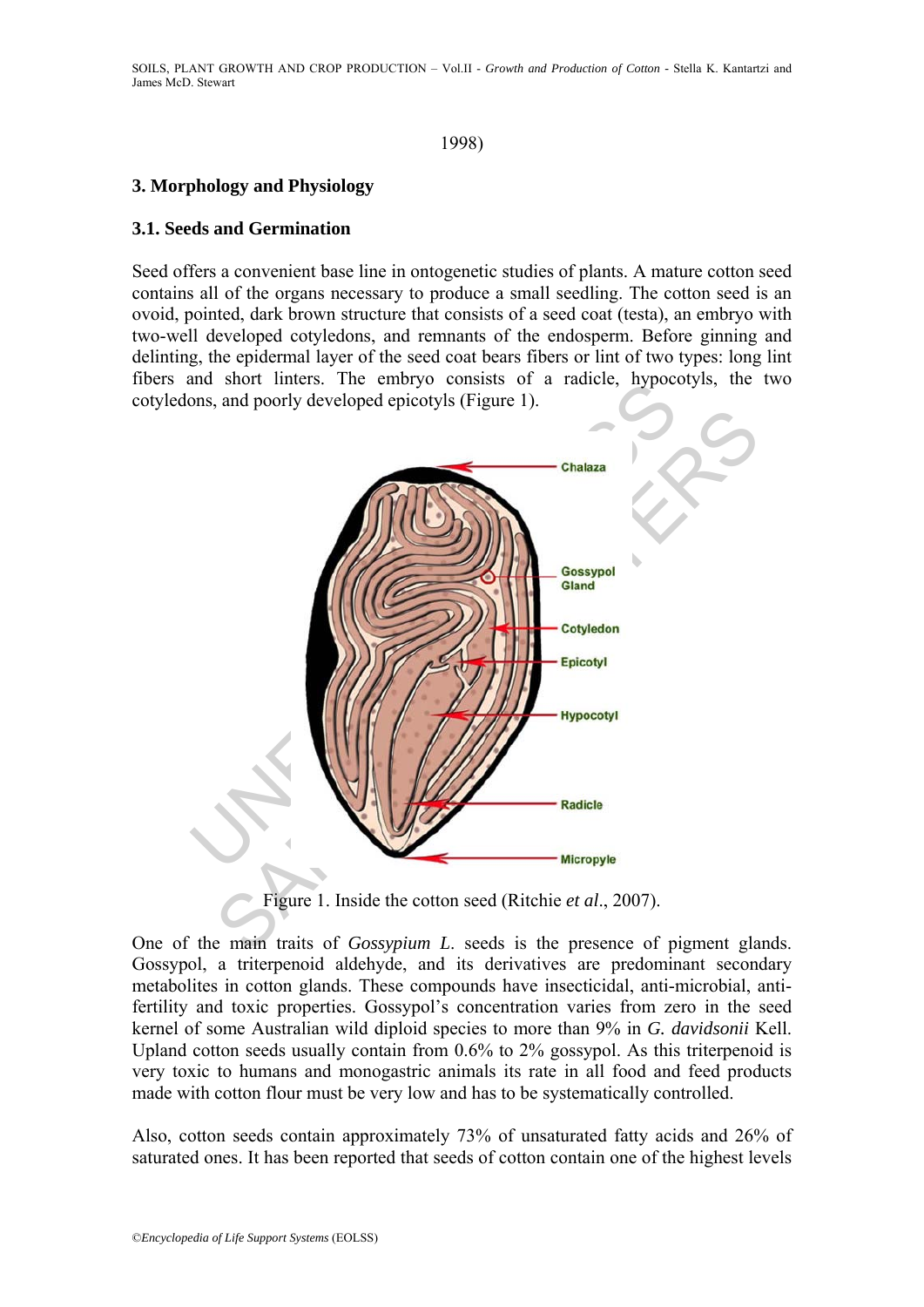1998)

## 3. Morphology and Physiology

### 3.1. Seeds and Germination

Seed offers a convenient base line in ontogenetic studies of plants. A mature cotton seed contains all of the organs necessary to produce a small seedling. The cotton seed is an ovoid, pointed, dark brown structure that consists of a seed coat (testa), an embryo with two-well developed cotyledons, and remnants of the endosperm. Before ginning and delinting, the epidermal layer of the seed coat bears fibers or lint of two types: long lint fibers and short linters. The embryo consists of a radicle, hypocotyls, the two cotyledons, and poorly developed epicotyls (Figure 1).

Figure 1. Inside the cotton seed (Ritchie *et al*., 2007).

One of the main traits of *Gossypium L.* seeds is the presence of pigment glands. Gossypol, a triterpenoid aldehyde, and its derivatives are predominant secondary metabolites in cotton glands. These compounds have insecticidal, anti-microbial, anti-fertility and toxic properties. Gossypol's concentration varies from zero in the seed kernel of some Australian wild diploid species to more than 9% in *G. davidsonii* Kell. Upland cotton seeds usually contain from 0.6% to 2% gossypol. As this triterpenoid is very toxic to humans and monogastric animals its rate in all food and feed products made with cotton flour must be very low and has to be systematically controlled.

Also, cotton seeds contain approximately 73% of unsaturated fatty acids and 26% of saturated ones. It has been reported that seeds of cotton contain one of the highest levels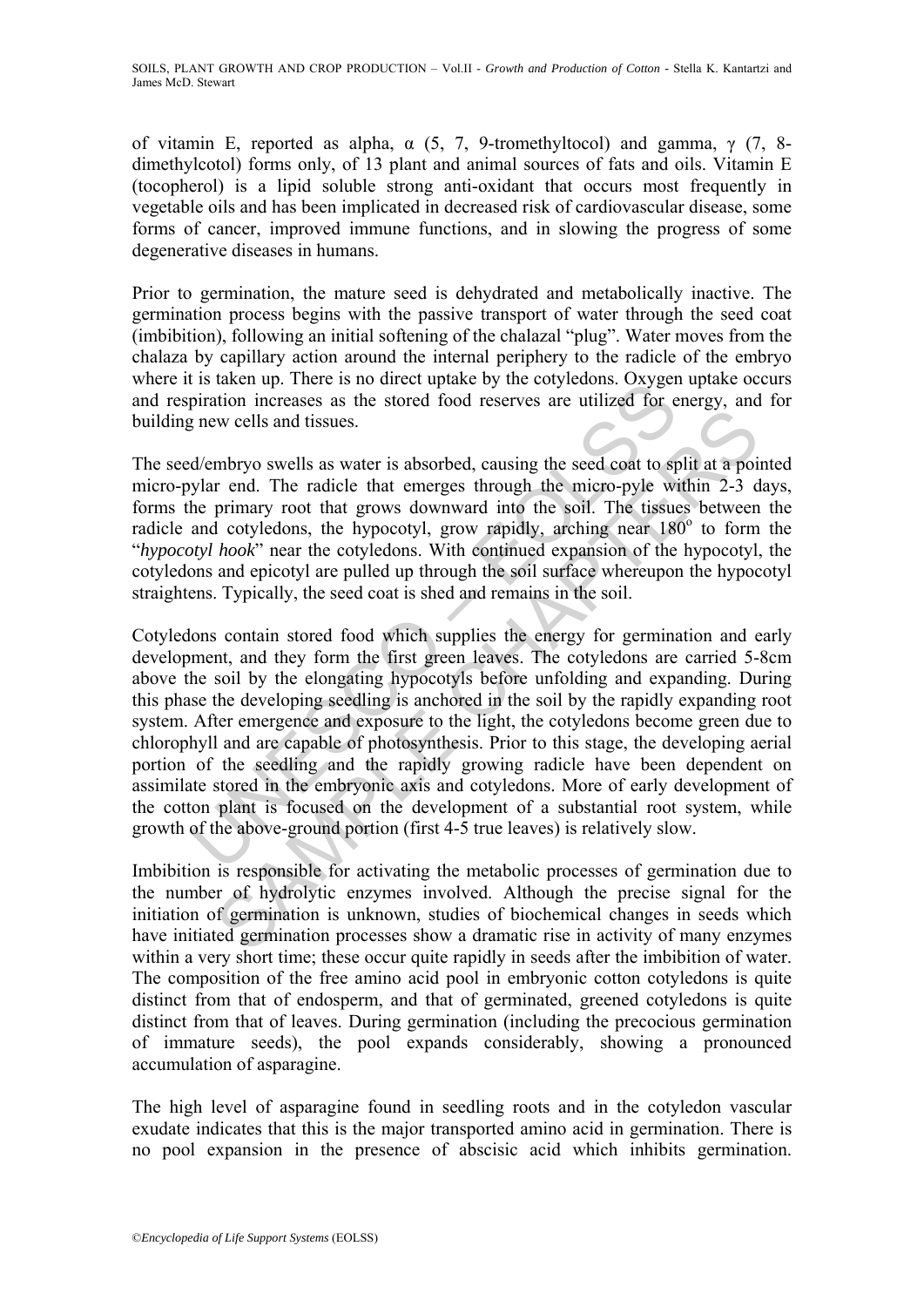of vitamin E, reported as alpha, α (5, 7, 9-tromethyltocol) and gamma, γ (7, 8-dimethylcotol) forms only, of 13 plant and animal sources of fats and oils. Vitamin E (tocopherol) is a lipid soluble strong anti-oxidant that occurs most frequently in vegetable oils and has been implicated in decreased risk of cardiovascular disease, some forms of cancer, improved immune functions, and in slowing the progress of some degenerative diseases in humans.

Prior to germination, the mature seed is dehydrated and metabolically inactive. The germination process begins with the passive transport of water through the seed coat (imbibition), following an initial softening of the chalazal "plug". Water moves from the chalaza by capillary action around the internal periphery to the radicle of the embryo where it is taken up. There is no direct uptake by the cotyledons. Oxygen uptake occurs and respiration increases as the stored food reserves are utilized for energy, and for building new cells and tissues.

The seed/embryo swells as water is absorbed, causing the seed coat to split at a pointed micro-pylar end. The radicle that emerges through the micro-pyle within 2-3 days, forms the primary root that grows downward into the soil. The tissues between the radicle and cotyledons, the hypocotyl, grow rapidly, arching near 180$^{o}$ to form the "*hypocotyl hook*" near the cotyledons. With continued expansion of the hypocotyl, the cotyledons and epicotyl are pulled up through the soil surface whereupon the hypocotyl straightens. Typically, the seed coat is shed and remains in the soil.

Cotyledons contain stored food which supplies the energy for germination and early development, and they form the first green leaves. The cotyledons are carried 5-8cm above the soil by the elongating hypocotyls before unfolding and expanding. During this phase the developing seedling is anchored in the soil by the rapidly expanding root system. After emergence and exposure to the light, the cotyledons become green due to chlorophyll and are capable of photosynthesis. Prior to this stage, the developing aerial portion of the seedling and the rapidly growing radicle have been dependent on assimilate stored in the embryonic axis and cotyledons. More of early development of the cotton plant is focused on the development of a substantial root system, while growth of the above-ground portion (first 4-5 true leaves) is relatively slow.

Imbibition is responsible for activating the metabolic processes of germination due to the number of hydrolytic enzymes involved. Although the precise signal for the initiation of germination is unknown, studies of biochemical changes in seeds which have initiated germination processes show a dramatic rise in activity of many enzymes within a very short time; these occur quite rapidly in seeds after the imbibition of water. The composition of the free amino acid pool in embryonic cotton cotyledons is quite distinct from that of endosperm, and that of germinated, greened cotyledons is quite distinct from that of leaves. During germination (including the precocious germination of immature seeds), the pool expands considerably, showing a pronounced accumulation of asparagine.

The high level of asparagine found in seedling roots and in the cotyledon vascular exudate indicates that this is the major transported amino acid in germination. There is no pool expansion in the presence of abscisic acid which inhibits germination.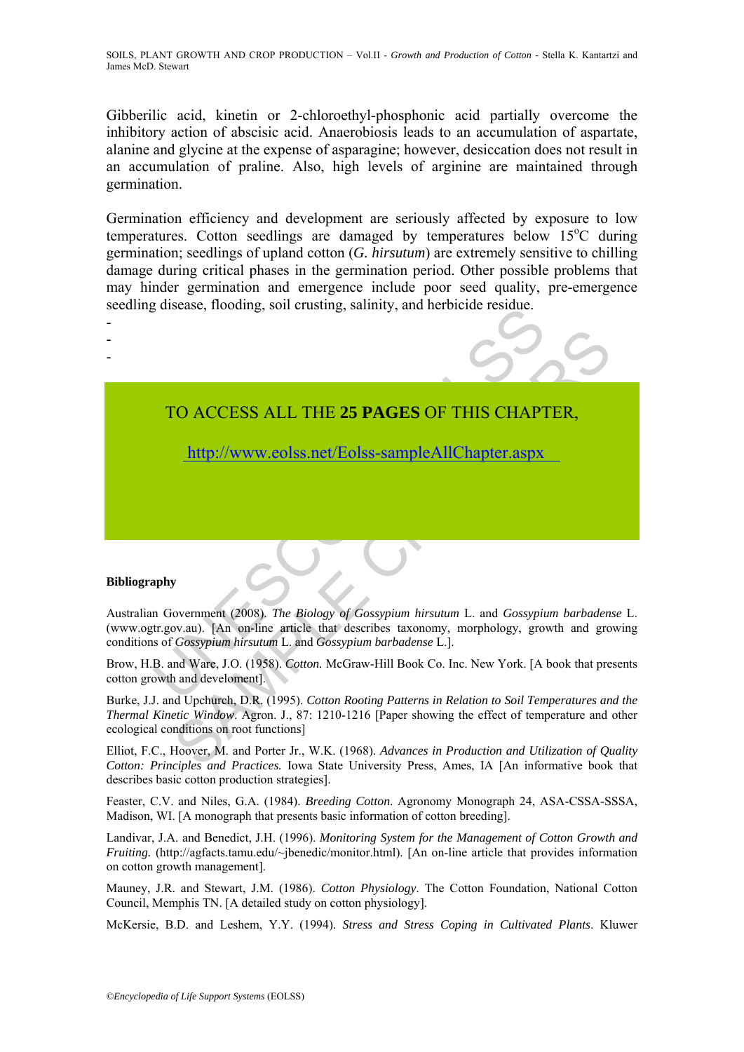Gibberilic acid, kinetin or 2-chloroethyl-phosphonic acid partially overcome the inhibitory action of abscisic acid. Anaerobiosis leads to an accumulation of aspartate, alanine and glycine at the expense of asparagine; however, desiccation does not result in an accumulation of praline. Also, high levels of arginine are maintained through germination.

Germination efficiency and development are seriously affected by exposure to low temperatures. Cotton seedlings are damaged by temperatures below 15$^o$C during germination; seedlings of upland cotton (*G. hirsutum*) are extremely sensitive to chilling damage during critical phases in the germination period. Other possible problems that may hinder germination and emergence include poor seed quality, pre-emergence seedling disease, flooding, soil crusting, salinity, and herbicide residue.

-
-
-

TO ACCESS ALL THE **25 PAGES** OF THIS CHAPTER,

http://www.eolss.net/Eolss-sampleAllChapter.aspx

**Bibliography**

Australian Government (2008). *The Biology of Gossypium hirsutum* L. and *Gossypium barbadense* L. (www.ogtr.gov.au). [An on-line article that describes taxonomy, morphology, growth and growing conditions of *Gossypium hirsutum* L. and *Gossypium barbadense* L.].

Brow, H.B. and Ware, J.O. (1958). *Cotton.* McGraw-Hill Book Co. Inc. New York. [A book that presents cotton growth and develoment].

Burke, J.J. and Upchurch, D.R. (1995). *Cotton Rooting Patterns in Relation to Soil Temperatures and the Thermal Kinetic Window*. Agron. J., 87: 1210-1216 [Paper showing the effect of temperature and other ecological conditions on root functions]

Elliot, F.C., Hoover, M. and Porter Jr., W.K. (1968). *Advances in Production and Utilization of Quality Cotton: Principles and Practices.* Iowa State University Press, Ames, IA [An informative book that describes basic cotton production strategies].

Feaster, C.V. and Niles, G.A. (1984). *Breeding Cotton*. Agronomy Monograph 24, ASA-CSSA-SSSA, Madison, WI. [A monograph that presents basic information of cotton breeding].

Landivar, J.A. and Benedict, J.H. (1996). *Monitoring System for the Management of Cotton Growth and Fruiting.* (http://agfacts.tamu.edu/~jbenedic/monitor.html). [An on-line article that provides information on cotton growth management].

Mauney, J.R. and Stewart, J.M. (1986). *Cotton Physiology*. The Cotton Foundation, National Cotton Council, Memphis TN. [A detailed study on cotton physiology].

McKersie, B.D. and Leshem, Y.Y. (1994). *Stress and Stress Coping in Cultivated Plants*. Kluwer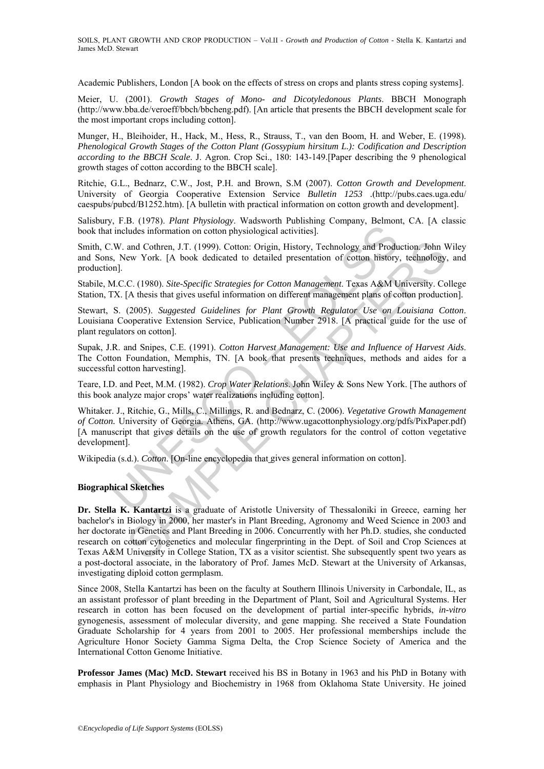Academic Publishers, London [A book on the effects of stress on crops and plants stress coping systems].

Meier, U. (2001). *Growth Stages of Mono- and Dicotyledonous Plants*. BBCH Monograph (http://www.bba.de/veroeff/bbch/bbcheng.pdf). [An article that presents the BBCH development scale for the most important crops including cotton].

Munger, H., Bleihoider, H., Hack, M., Hess, R., Strauss, T., van den Boom, H. and Weber, E. (1998). *Phenological Growth Stages of the Cotton Plant (Gossypium hirsitum L.): Codification and Description according to the BBCH Scale*. J. Agron. Crop Sci., 180: 143-149.[Paper describing the 9 phenological growth stages of cotton according to the BBCH scale].

Ritchie, G.L., Bednarz, C.W., Jost, P.H. and Brown, S.M (2007). *Cotton Growth and Development*. University of Georgia Cooperative Extension Service *Bulletin 1253* .(http://pubs.caes.uga.edu/caespubs/pubcd/B1252.htm). [A bulletin with practical information on cotton growth and development].

Salisbury, F.B. (1978). *Plant Physiology*. Wadsworth Publishing Company, Belmont, CA. [A classic book that includes information on cotton physiological activities].

Smith, C.W. and Cothren, J.T. (1999). Cotton: Origin, History, Technology and Production. John Wiley and Sons, New York. [A book dedicated to detailed presentation of cotton history, technology, and production].

Stabile, M.C.C. (1980). *Site-Specific Strategies for Cotton Management*. Texas A&M University. College Station, TX. [A thesis that gives useful information on different management plans of cotton production].

Stewart, S. (2005). *Suggested Guidelines for Plant Growth Regulator Use on Louisiana Cotton*. Louisiana Cooperative Extension Service, Publication Number 2918. [A practical guide for the use of plant regulators on cotton].

Supak, J.R. and Snipes, C.E. (1991). *Cotton Harvest Management: Use and Influence of Harvest Aids*. The Cotton Foundation, Memphis, TN. [A book that presents techniques, methods and aides for a successful cotton harvesting].

Teare, I.D. and Peet, M.M. (1982). *Crop Water Relations*. John Wiley & Sons New York. [The authors of this book analyze major crops' water realizations including cotton].

Whitaker. J., Ritchie, G., Mills, C., Millings, R. and Bednarz, C. (2006). *Vegetative Growth Management of Cotton.* University of Georgia. Athens, GA. (http://www.ugacottonphysiology.org/pdfs/PixPaper.pdf) [A manuscript that gives details on the use of growth regulators for the control of cotton vegetative development].

Wikipedia (s.d.). *Cotton*. [On-line encyclopedia that gives general information on cotton].

**Biographical Sketches**

**Dr. Stella K. Kantartzi** is a graduate of Aristotle University of Thessaloniki in Greece, earning her bachelor's in Biology in 2000, her master's in Plant Breeding, Agronomy and Weed Science in 2003 and her doctorate in Genetics and Plant Breeding in 2006. Concurrently with her Ph.D. studies, she conducted research on cotton cytogenetics and molecular fingerprinting in the Dept. of Soil and Crop Sciences at Texas A&M University in College Station, TX as a visitor scientist. She subsequently spent two years as a post-doctoral associate, in the laboratory of Prof. James McD. Stewart at the University of Arkansas, investigating diploid cotton germplasm.

Since 2008, Stella Kantartzi has been on the faculty at Southern Illinois University in Carbondale, IL, as an assistant professor of plant breeding in the Department of Plant, Soil and Agricultural Systems. Her research in cotton has been focused on the development of partial inter-specific hybrids, *in-vitro* gynogenesis, assessment of molecular diversity, and gene mapping. She received a State Foundation Graduate Scholarship for 4 years from 2001 to 2005. Her professional memberships include the Agriculture Honor Society Gamma Sigma Delta, the Crop Science Society of America and the International Cotton Genome Initiative.

**Professor James (Mac) McD. Stewart** received his BS in Botany in 1963 and his PhD in Botany with emphasis in Plant Physiology and Biochemistry in 1968 from Oklahoma State University. He joined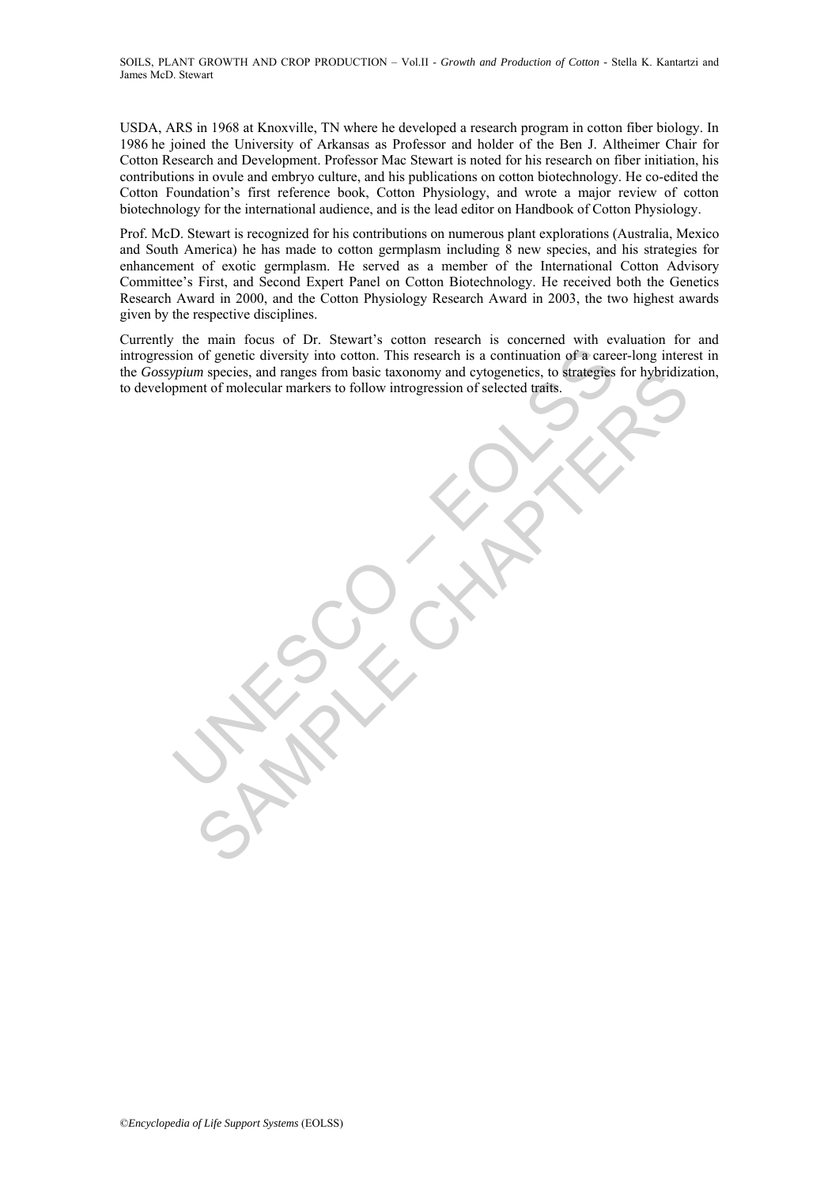USDA, ARS in 1968 at Knoxville, TN where he developed a research program in cotton fiber biology. In 1986 he joined the University of Arkansas as Professor and holder of the Ben J. Altheimer Chair for Cotton Research and Development. Professor Mac Stewart is noted for his research on fiber initiation, his contributions in ovule and embryo culture, and his publications on cotton biotechnology. He co-edited the Cotton Foundation's first reference book, Cotton Physiology, and wrote a major review of cotton biotechnology for the international audience, and is the lead editor on Handbook of Cotton Physiology.

Prof. McD. Stewart is recognized for his contributions on numerous plant explorations (Australia, Mexico and South America) he has made to cotton germplasm including 8 new species, and his strategies for enhancement of exotic germplasm. He served as a member of the International Cotton Advisory Committee's First, and Second Expert Panel on Cotton Biotechnology. He received both the Genetics Research Award in 2000, and the Cotton Physiology Research Award in 2003, the two highest awards given by the respective disciplines.

Currently the main focus of Dr. Stewart's cotton research is concerned with evaluation for and introgression of genetic diversity into cotton. This research is a continuation of a career-long interest in the *Gossypium* species, and ranges from basic taxonomy and cytogenetics, to strategies for hybridization, to development of molecular markers to follow introgression of selected traits.